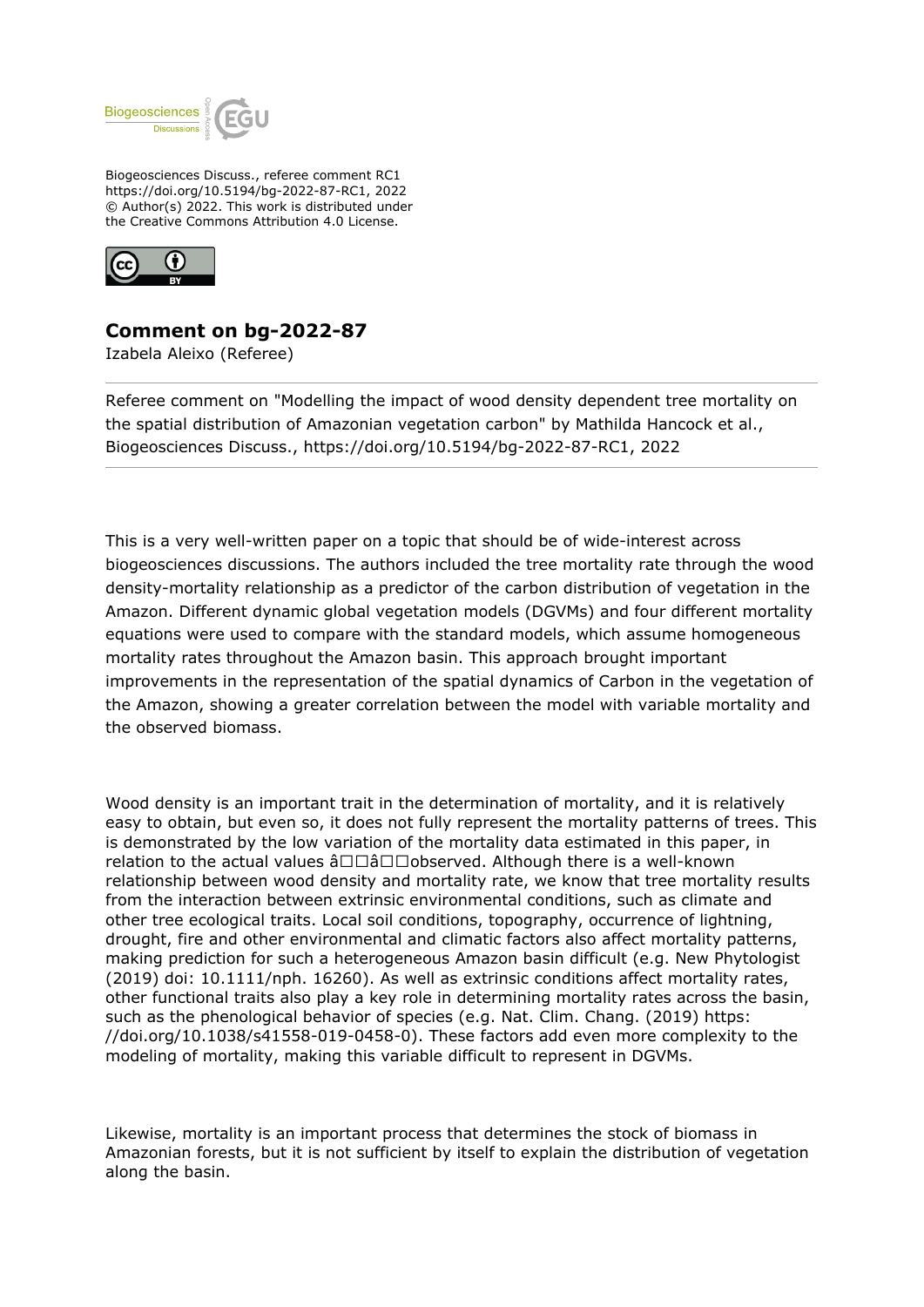Biogeosciences Discuss., referee comment RC1
https://doi.org/10.5194/bg-2022-87-RC1, 2022
© Author(s) 2022. This work is distributed under
the Creative Commons Attribution 4.0 License.

## Comment on bg-2022-87

Izabela Aleixo (Referee)

Referee comment on "Modelling the impact of wood density dependent tree mortality on the spatial distribution of Amazonian vegetation carbon" by Mathilda Hancock et al., Biogeosciences Discuss., https://doi.org/10.5194/bg-2022-87-RC1, 2022

This is a very well-written paper on a topic that should be of wide-interest across biogeosciences discussions. The authors included the tree mortality rate through the wood density-mortality relationship as a predictor of the carbon distribution of vegetation in the Amazon. Different dynamic global vegetation models (DGVMs) and four different mortality equations were used to compare with the standard models, which assume homogeneous mortality rates throughout the Amazon basin. This approach brought important improvements in the representation of the spatial dynamics of Carbon in the vegetation of the Amazon, showing a greater correlation between the model with variable mortality and the observed biomass.

Wood density is an important trait in the determination of mortality, and it is relatively easy to obtain, but even so, it does not fully represent the mortality patterns of trees. This is demonstrated by the low variation of the mortality data estimated in this paper, in relation to the actual values â□□â□□observed. Although there is a well-known relationship between wood density and mortality rate, we know that tree mortality results from the interaction between extrinsic environmental conditions, such as climate and other tree ecological traits. Local soil conditions, topography, occurrence of lightning, drought, fire and other environmental and climatic factors also affect mortality patterns, making prediction for such a heterogeneous Amazon basin difficult (e.g. New Phytologist (2019) doi: 10.1111/nph. 16260). As well as extrinsic conditions affect mortality rates, other functional traits also play a key role in determining mortality rates across the basin, such as the phenological behavior of species (e.g. Nat. Clim. Chang. (2019) https: //doi.org/10.1038/s41558-019-0458-0). These factors add even more complexity to the modeling of mortality, making this variable difficult to represent in DGVMs.

Likewise, mortality is an important process that determines the stock of biomass in Amazonian forests, but it is not sufficient by itself to explain the distribution of vegetation along the basin.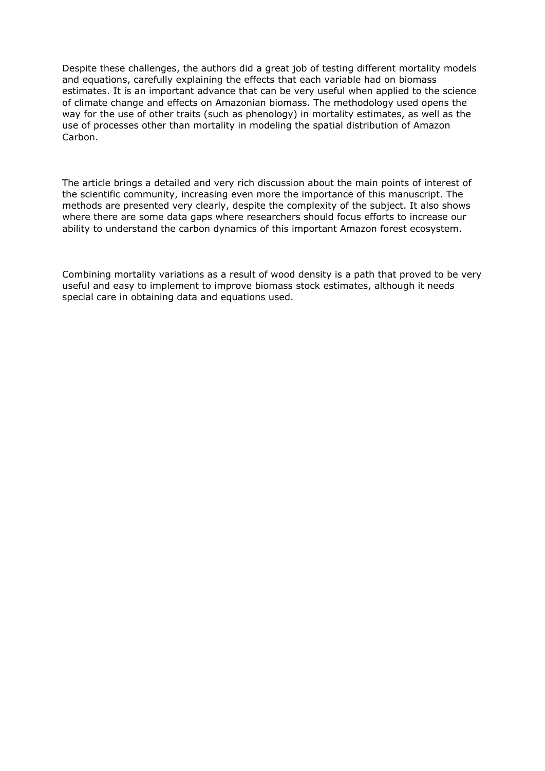Despite these challenges, the authors did a great job of testing different mortality models and equations, carefully explaining the effects that each variable had on biomass estimates. It is an important advance that can be very useful when applied to the science of climate change and effects on Amazonian biomass. The methodology used opens the way for the use of other traits (such as phenology) in mortality estimates, as well as the use of processes other than mortality in modeling the spatial distribution of Amazon Carbon.

The article brings a detailed and very rich discussion about the main points of interest of the scientific community, increasing even more the importance of this manuscript. The methods are presented very clearly, despite the complexity of the subject. It also shows where there are some data gaps where researchers should focus efforts to increase our ability to understand the carbon dynamics of this important Amazon forest ecosystem.

Combining mortality variations as a result of wood density is a path that proved to be very useful and easy to implement to improve biomass stock estimates, although it needs special care in obtaining data and equations used.